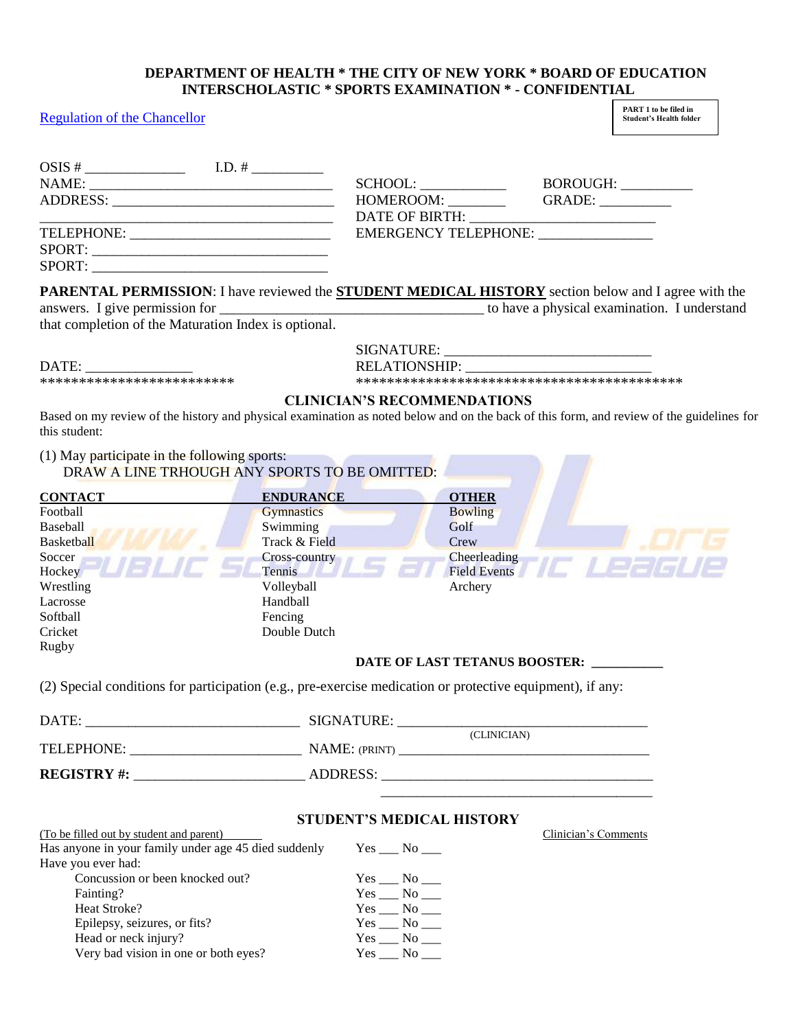**DEPARTMENT OF HEALTH * THE CITY OF NEW YORK * BOARD OF EDUCATION**
**INTERSCHOLASTIC * SPORTS EXAMINATION * - CONFIDENTIAL**

Regulation of the Chancellor

PART 1 to be filed in Student's Health folder

OSIS # ______________ I.D. # __________

NAME: __________________________________ SCHOOL: ____________ BOROUGH: __________

ADDRESS: _______________________________ HOMEROOM: ________ GRADE: __________

_________________________________________ DATE OF BIRTH: ___________________________

TELEPHONE: ____________________________ EMERGENCY TELEPHONE: ________________

SPORT: __________________________________

SPORT: __________________________________

**PARENTAL PERMISSION**: I have reviewed the **STUDENT MEDICAL HISTORY** section below and I agree with the answers. I give permission for _____________________________________ to have a physical examination. I understand that completion of the Maturation Index is optional.

SIGNATURE: ____________________________

DATE: _______________ RELATIONSHIP: ____________________________

************************* ******************************************

## CLINICIAN'S RECOMMENDATIONS

Based on my review of the history and physical examination as noted below and on the back of this form, and review of the guidelines for this student:

(1) May participate in the following sports:
DRAW A LINE TRHOUGH ANY SPORTS TO BE OMITTED:

| CONTACT | ENDURANCE | OTHER |
|---|---|---|
| Football | Gymnastics | Bowling |
| Baseball | Swimming | Golf |
| Basketball | Track & Field | Crew |
| Soccer | Cross-country | Cheerleading |
| Hockey | Tennis | Field Events |
| Wrestling | Volleyball | Archery |
| Lacrosse | Handball | |
| Softball | Fencing | |
| Cricket | Double Dutch | |
| Rugby | | |

**DATE OF LAST TETANUS BOOSTER:** __________

(2) Special conditions for participation (e.g., pre-exercise medication or protective equipment), if any:

DATE: _____________________________ SIGNATURE: ___________________________________
(CLINICIAN)

TELEPHONE: _______________________ NAME: (PRINT) _________________________________

**REGISTRY #:** _______________________ ADDRESS: _____________________________________

_____________________________________

## STUDENT'S MEDICAL HISTORY

(To be filled out by student and parent) Clinician's Comments

| | | |
|---|---|---|
| Has anyone in your family under age 45 died suddenly | Yes ___ No ___ | |
| Have you ever had: | | |
| Concussion or been knocked out? | Yes ___ No ___ | |
| Fainting? | Yes ___ No ___ | |
| Heat Stroke? | Yes ___ No ___ | |
| Epilepsy, seizures, or fits? | Yes ___ No ___ | |
| Head or neck injury? | Yes ___ No ___ | |
| Very bad vision in one or both eyes? | Yes ___ No ___ | |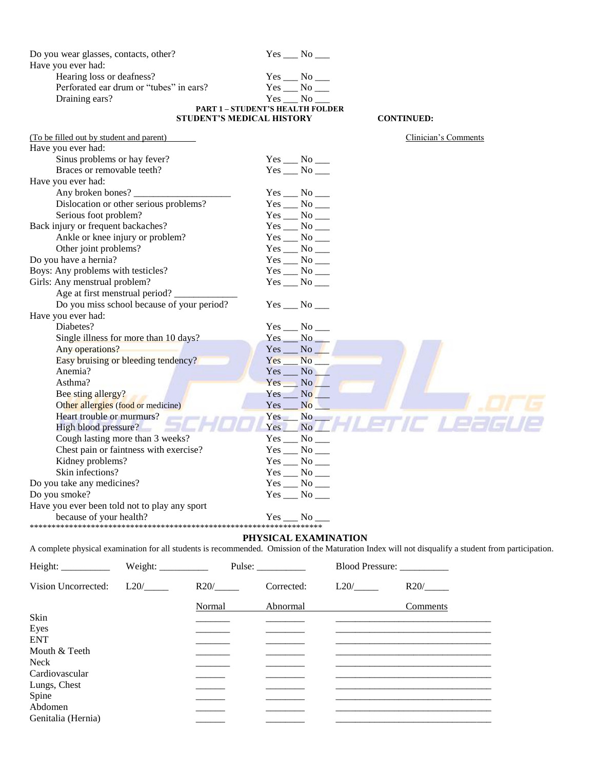Do you wear glasses, contacts, other? Yes ___ No ___

Have you ever had:

- Hearing loss or deafness? Yes ___ No ___
- Perforated ear drum or "tubes" in ears? Yes ___ No ___
- Draining ears? Yes ___ No ___

**PART 1 – STUDENT'S HEALTH FOLDER**

**STUDENT'S MEDICAL HISTORY** **CONTINUED:**

(To be filled out by student and parent) Clinician's Comments

Have you ever had:

- Sinus problems or hay fever? Yes ___ No ___
- Braces or removable teeth? Yes ___ No ___

Have you ever had:

- Any broken bones? ____________________ Yes ___ No ___
- Dislocation or other serious problems? Yes ___ No ___
- Serious foot problem? Yes ___ No ___

Back injury or frequent backaches? Yes ___ No ___

- Ankle or knee injury or problem? Yes ___ No ___
- Other joint problems? Yes ___ No ___

Do you have a hernia? Yes ___ No ___

Boys: Any problems with testicles? Yes ___ No ___

Girls: Any menstrual problem? Yes ___ No ___

- Age at first menstrual period? _____________
- Do you miss school because of your period? Yes ___ No ___

Have you ever had:

- Diabetes? Yes ___ No ___
- Single illness for more than 10 days? Yes ___ No ___
- Any operations? Yes ___ No ___
- Easy bruising or bleeding tendency? Yes ___ No ___
- Anemia? Yes ___ No ___
- Asthma? Yes ___ No ___
- Bee sting allergy? Yes ___ No ___
- Other allergies (food or medicine) Yes ___ No ___
- Heart trouble or murmurs? Yes ___ No ___
- High blood pressure? Yes ___ No ___
- Cough lasting more than 3 weeks? Yes ___ No ___
- Chest pain or faintness with exercise? Yes ___ No ___
- Kidney problems? Yes ___ No ___
- Skin infections? Yes ___ No ___

Do you take any medicines? Yes ___ No ___

Do you smoke? Yes ___ No ___

Have you ever been told not to play any sport because of your health? Yes ___ No ___

*********************************************************************

**PHYSICAL EXAMINATION**

A complete physical examination for all students is recommended. Omission of the Maturation Index will not disqualify a student from participation.

Height: __________ Weight: __________ Pulse: __________ Blood Pressure: __________

Vision Uncorrected: L20/_____ R20/_____ Corrected: L20/_____ R20/_____

| | Normal | Abnormal | Comments |
|---|---|---|---|
| Skin | _______ | ________ | ________________________________ |
| Eyes | _______ | ________ | ________________________________ |
| ENT | _______ | ________ | ________________________________ |
| Mouth & Teeth | _______ | ________ | ________________________________ |
| Neck | _______ | ________ | ________________________________ |
| Cardiovascular | ______ | ________ | ________________________________ |
| Lungs, Chest | ______ | ________ | ________________________________ |
| Spine | ______ | ________ | ________________________________ |
| Abdomen | ______ | ________ | ________________________________ |
| Genitalia (Hernia) | ______ | ________ | ________________________________ |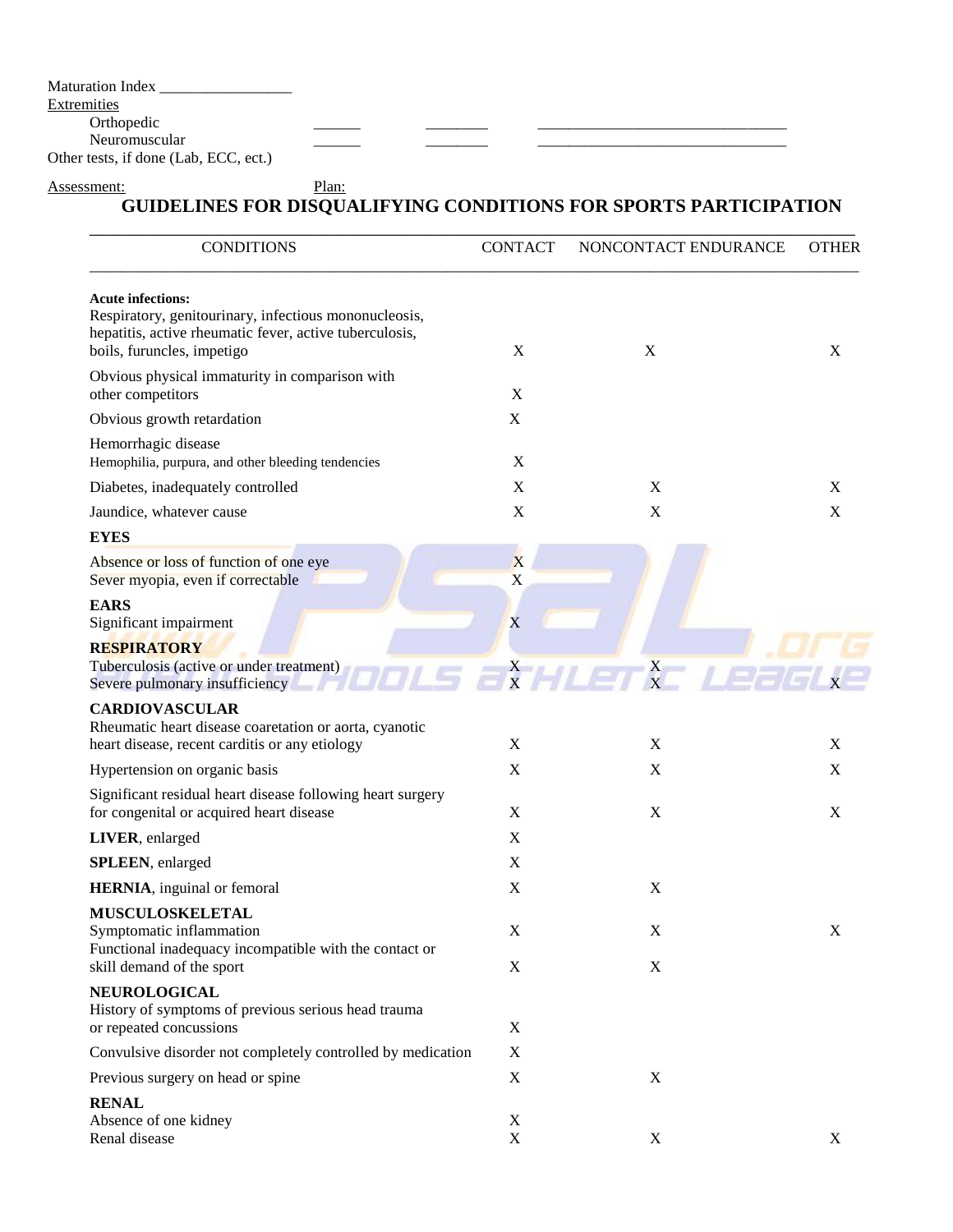Maturation Index ________________

Extremities

Orthopedic ______ ________ ______________________________

Neuromuscular ______ ________ ______________________________

Other tests, if done (Lab, ECC, ect.)

Assessment: Plan:

## GUIDELINES FOR DISQUALIFYING CONDITIONS FOR SPORTS PARTICIPATION

| CONDITIONS | CONTACT | NONCONTACT ENDURANCE | OTHER |
|---|---|---|---|
| **Acute infections:** Respiratory, genitourinary, infectious mononucleosis, hepatitis, active rheumatic fever, active tuberculosis, boils, furuncles, impetigo | X | X | X |
| Obvious physical immaturity in comparison with other competitors | X | | |
| Obvious growth retardation | X | | |
| Hemorrhagic disease Hemophilia, purpura, and other bleeding tendencies | X | | |
| Diabetes, inadequately controlled | X | X | X |
| Jaundice, whatever cause | X | X | X |
| **EYES** | | | |
| Absence or loss of function of one eye | X | | |
| Sever myopia, even if correctable | X | | |
| **EARS** | | | |
| Significant impairment | X | | |
| **RESPIRATORY** | | | |
| Tuberculosis (active or under treatment) | X | X | |
| Severe pulmonary insufficiency | X | X | X |
| **CARDIOVASCULAR** | | | |
| Rheumatic heart disease coaretation or aorta, cyanotic heart disease, recent carditis or any etiology | X | X | X |
| Hypertension on organic basis | X | X | X |
| Significant residual heart disease following heart surgery for congenital or acquired heart disease | X | X | X |
| **LIVER**, enlarged | X | | |
| **SPLEEN**, enlarged | X | | |
| **HERNIA**, inguinal or femoral | X | X | |
| **MUSCULOSKELETAL** | | | |
| Symptomatic inflammation | X | X | X |
| Functional inadequacy incompatible with the contact or skill demand of the sport | X | X | |
| **NEUROLOGICAL** | | | |
| History of symptoms of previous serious head trauma or repeated concussions | X | | |
| Convulsive disorder not completely controlled by medication | X | | |
| Previous surgery on head or spine | X | X | |
| **RENAL** | | | |
| Absence of one kidney | X | | |
| Renal disease | X | X | X |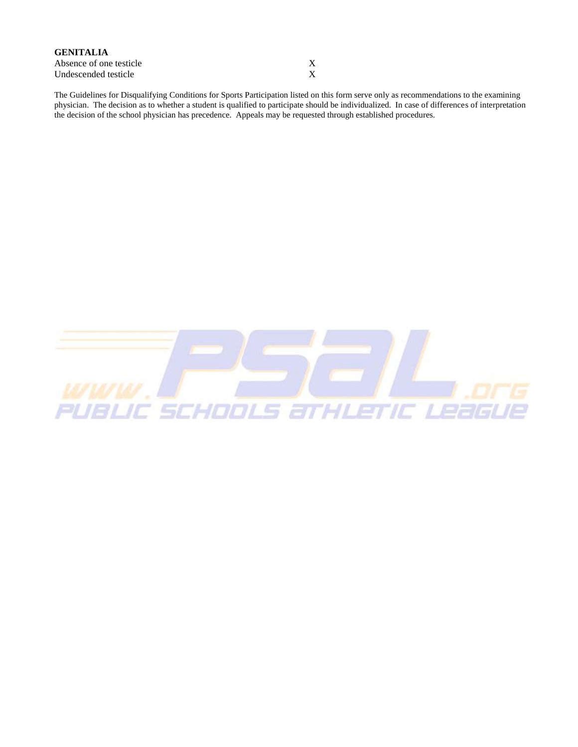**GENITALIA**

| | |
|---|---|
| Absence of one testicle | X |
| Undescended testicle | X |

The Guidelines for Disqualifying Conditions for Sports Participation listed on this form serve only as recommendations to the examining physician. The decision as to whether a student is qualified to participate should be individualized. In case of differences of interpretation the decision of the school physician has precedence. Appeals may be requested through established procedures.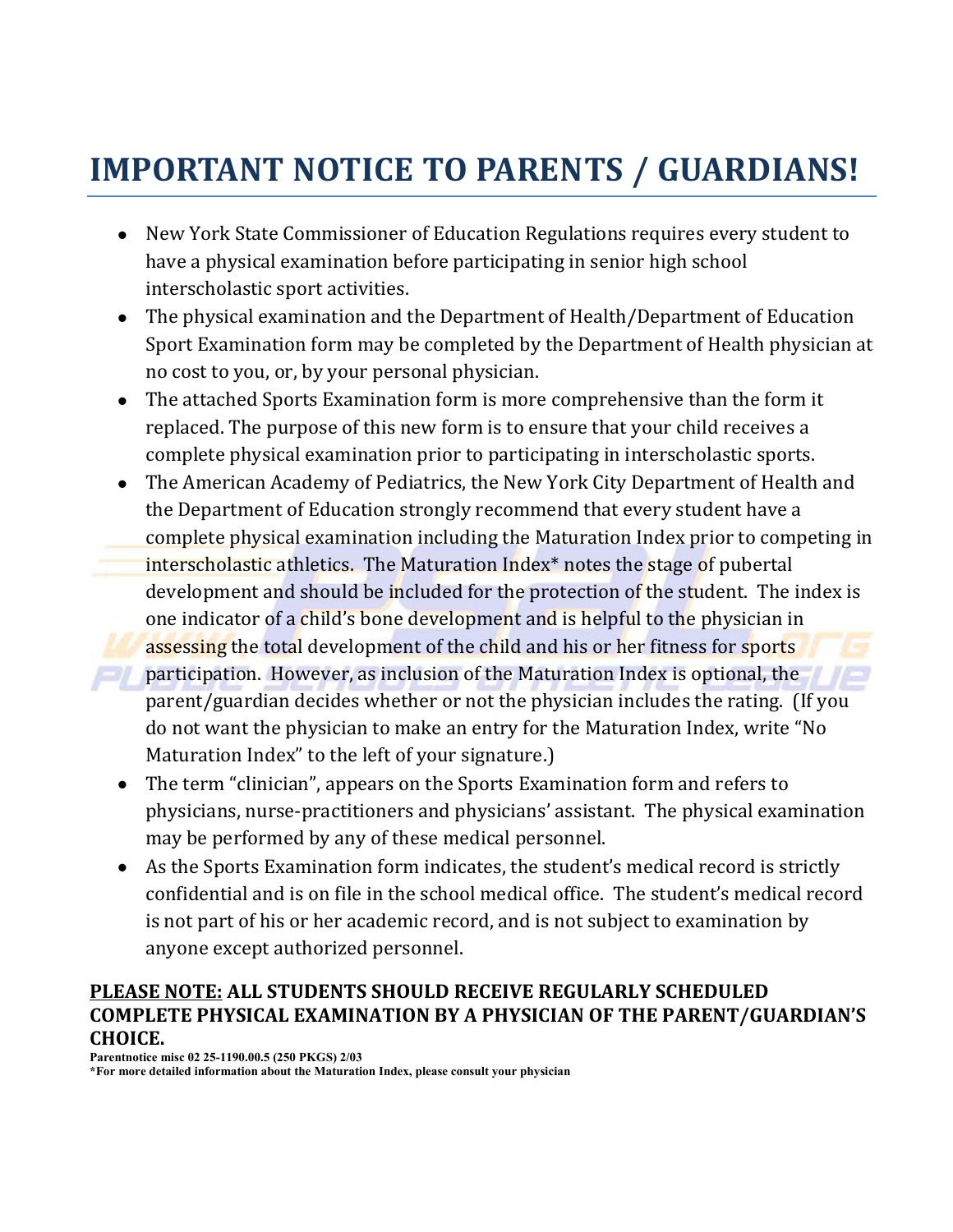# IMPORTANT NOTICE TO PARENTS / GUARDIANS!

- New York State Commissioner of Education Regulations requires every student to have a physical examination before participating in senior high school interscholastic sport activities.
- The physical examination and the Department of Health/Department of Education Sport Examination form may be completed by the Department of Health physician at no cost to you, or, by your personal physician.
- The attached Sports Examination form is more comprehensive than the form it replaced. The purpose of this new form is to ensure that your child receives a complete physical examination prior to participating in interscholastic sports.
- The American Academy of Pediatrics, the New York City Department of Health and the Department of Education strongly recommend that every student have a complete physical examination including the Maturation Index prior to competing in interscholastic athletics. The Maturation Index* notes the stage of pubertal development and should be included for the protection of the student. The index is one indicator of a child's bone development and is helpful to the physician in assessing the total development of the child and his or her fitness for sports participation. However, as inclusion of the Maturation Index is optional, the parent/guardian decides whether or not the physician includes the rating. (If you do not want the physician to make an entry for the Maturation Index, write "No Maturation Index" to the left of your signature.)
- The term "clinician", appears on the Sports Examination form and refers to physicians, nurse-practitioners and physicians' assistant. The physical examination may be performed by any of these medical personnel.
- As the Sports Examination form indicates, the student's medical record is strictly confidential and is on file in the school medical office. The student's medical record is not part of his or her academic record, and is not subject to examination by anyone except authorized personnel.

**<u>PLEASE NOTE:</u> ALL STUDENTS SHOULD RECEIVE REGULARLY SCHEDULED COMPLETE PHYSICAL EXAMINATION BY A PHYSICIAN OF THE PARENT/GUARDIAN'S CHOICE.**

**Parentnotice misc 02 25-1190.00.5 (250 PKGS) 2/03**

**\*For more detailed information about the Maturation Index, please consult your physician**